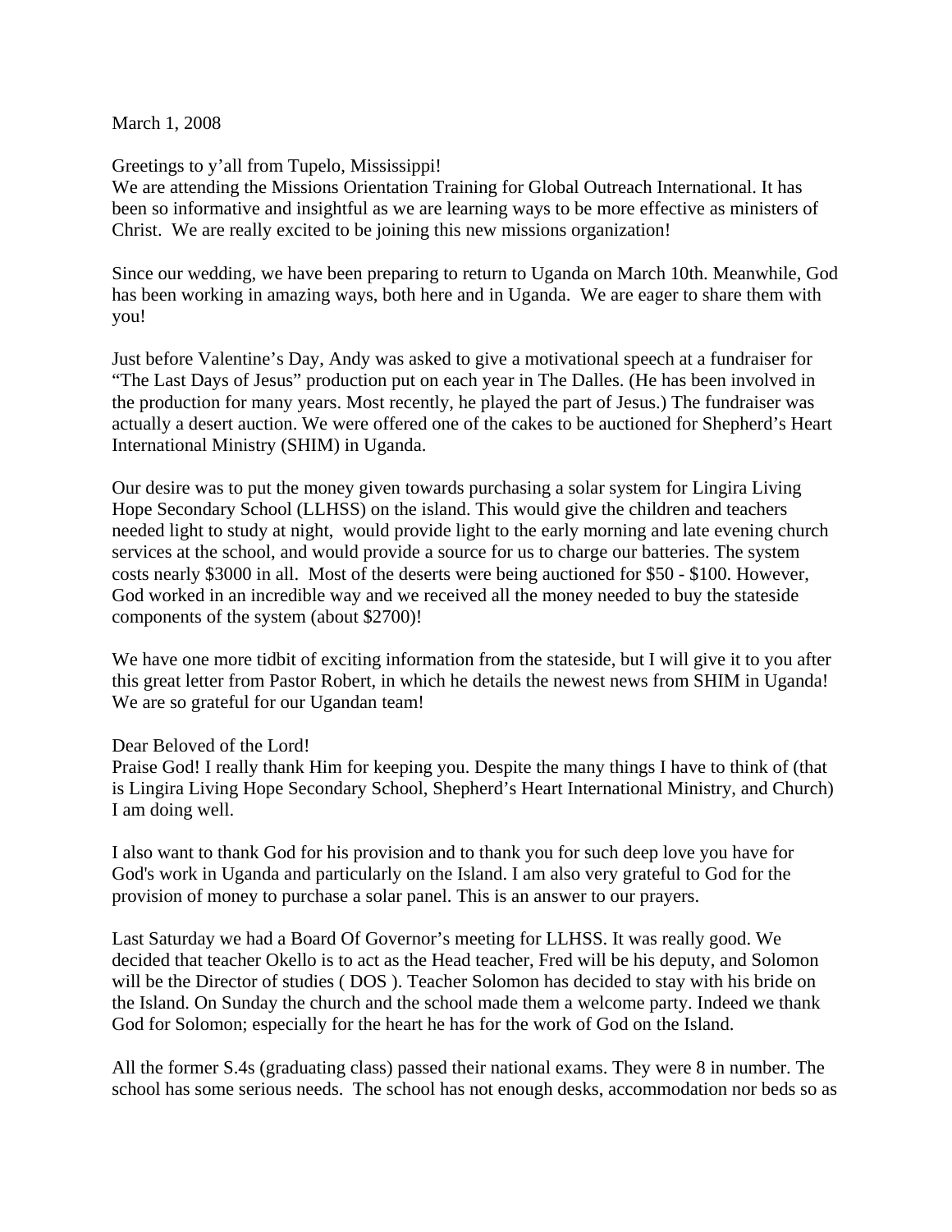March 1, 2008

Greetings to y'all from Tupelo, Mississippi!
We are attending the Missions Orientation Training for Global Outreach International. It has been so informative and insightful as we are learning ways to be more effective as ministers of Christ. We are really excited to be joining this new missions organization!

Since our wedding, we have been preparing to return to Uganda on March 10th. Meanwhile, God has been working in amazing ways, both here and in Uganda. We are eager to share them with you!

Just before Valentine's Day, Andy was asked to give a motivational speech at a fundraiser for "The Last Days of Jesus" production put on each year in The Dalles. (He has been involved in the production for many years. Most recently, he played the part of Jesus.) The fundraiser was actually a desert auction. We were offered one of the cakes to be auctioned for Shepherd's Heart International Ministry (SHIM) in Uganda.

Our desire was to put the money given towards purchasing a solar system for Lingira Living Hope Secondary School (LLHSS) on the island. This would give the children and teachers needed light to study at night, would provide light to the early morning and late evening church services at the school, and would provide a source for us to charge our batteries. The system costs nearly $3000 in all. Most of the deserts were being auctioned for $50 - $100. However, God worked in an incredible way and we received all the money needed to buy the stateside components of the system (about $2700)!

We have one more tidbit of exciting information from the stateside, but I will give it to you after this great letter from Pastor Robert, in which he details the newest news from SHIM in Uganda! We are so grateful for our Ugandan team!

Dear Beloved of the Lord!
Praise God! I really thank Him for keeping you. Despite the many things I have to think of (that is Lingira Living Hope Secondary School, Shepherd's Heart International Ministry, and Church) I am doing well.

I also want to thank God for his provision and to thank you for such deep love you have for God's work in Uganda and particularly on the Island. I am also very grateful to God for the provision of money to purchase a solar panel. This is an answer to our prayers.

Last Saturday we had a Board Of Governor's meeting for LLHSS. It was really good. We decided that teacher Okello is to act as the Head teacher, Fred will be his deputy, and Solomon will be the Director of studies ( DOS ). Teacher Solomon has decided to stay with his bride on the Island. On Sunday the church and the school made them a welcome party. Indeed we thank God for Solomon; especially for the heart he has for the work of God on the Island.

All the former S.4s (graduating class) passed their national exams. They were 8 in number. The school has some serious needs. The school has not enough desks, accommodation nor beds so as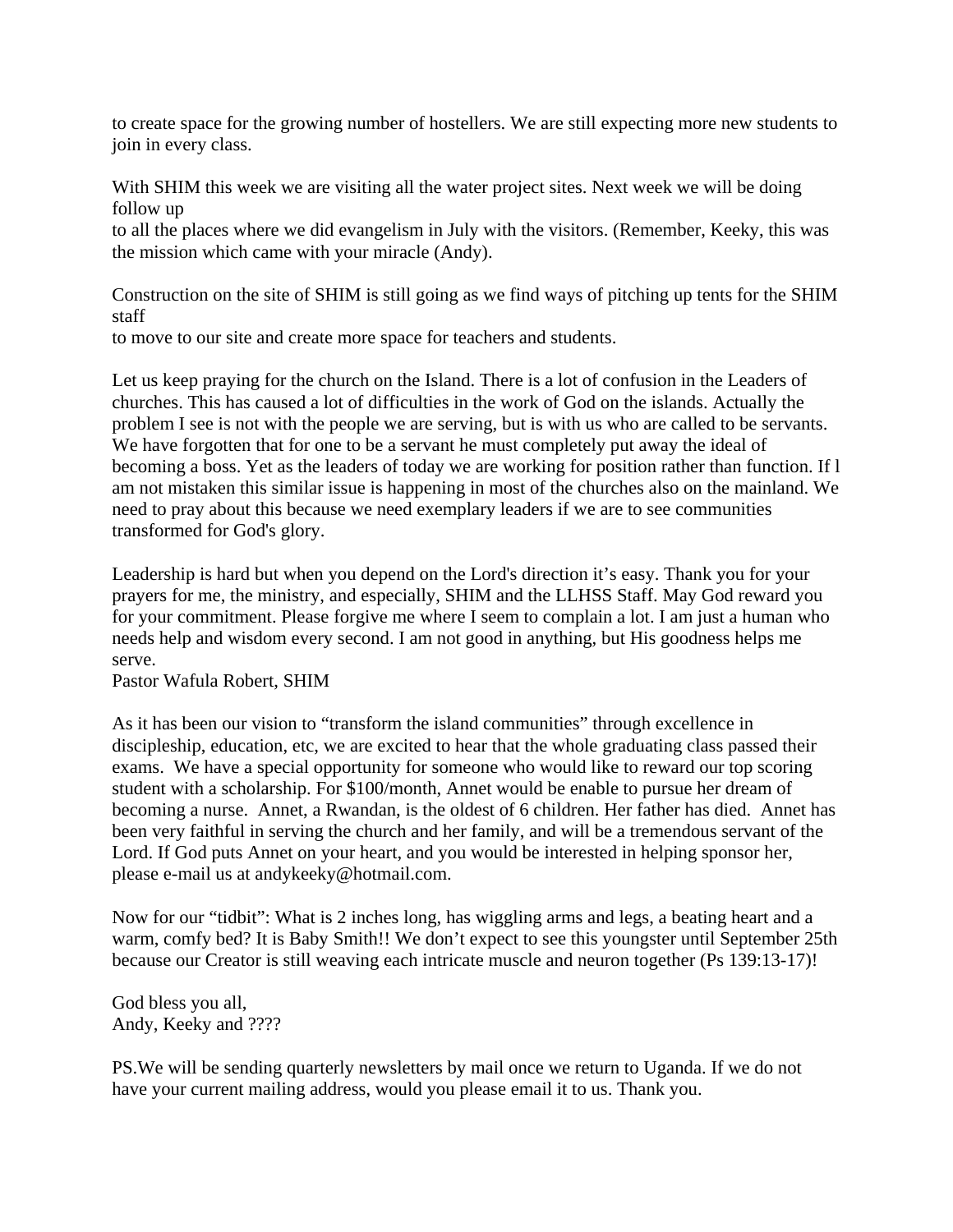to create space for the growing number of hostellers. We are still expecting more new students to join in every class.

With SHIM this week we are visiting all the water project sites. Next week we will be doing follow up
to all the places where we did evangelism in July with the visitors. (Remember, Keeky, this was the mission which came with your miracle (Andy).

Construction on the site of SHIM is still going as we find ways of pitching up tents for the SHIM staff
to move to our site and create more space for teachers and students.

Let us keep praying for the church on the Island. There is a lot of confusion in the Leaders of churches. This has caused a lot of difficulties in the work of God on the islands. Actually the problem I see is not with the people we are serving, but is with us who are called to be servants. We have forgotten that for one to be a servant he must completely put away the ideal of becoming a boss. Yet as the leaders of today we are working for position rather than function. If l am not mistaken this similar issue is happening in most of the churches also on the mainland. We need to pray about this because we need exemplary leaders if we are to see communities transformed for God's glory.

Leadership is hard but when you depend on the Lord's direction it's easy. Thank you for your prayers for me, the ministry, and especially, SHIM and the LLHSS Staff. May God reward you for your commitment. Please forgive me where I seem to complain a lot. I am just a human who needs help and wisdom every second. I am not good in anything, but His goodness helps me serve.
Pastor Wafula Robert, SHIM

As it has been our vision to "transform the island communities" through excellence in discipleship, education, etc, we are excited to hear that the whole graduating class passed their exams. We have a special opportunity for someone who would like to reward our top scoring student with a scholarship. For $100/month, Annet would be enable to pursue her dream of becoming a nurse. Annet, a Rwandan, is the oldest of 6 children. Her father has died. Annet has been very faithful in serving the church and her family, and will be a tremendous servant of the Lord. If God puts Annet on your heart, and you would be interested in helping sponsor her, please e-mail us at andykeeky@hotmail.com.

Now for our "tidbit": What is 2 inches long, has wiggling arms and legs, a beating heart and a warm, comfy bed? It is Baby Smith!! We don't expect to see this youngster until September 25th because our Creator is still weaving each intricate muscle and neuron together (Ps 139:13-17)!

God bless you all,
Andy, Keeky and ????

PS.We will be sending quarterly newsletters by mail once we return to Uganda. If we do not have your current mailing address, would you please email it to us. Thank you.